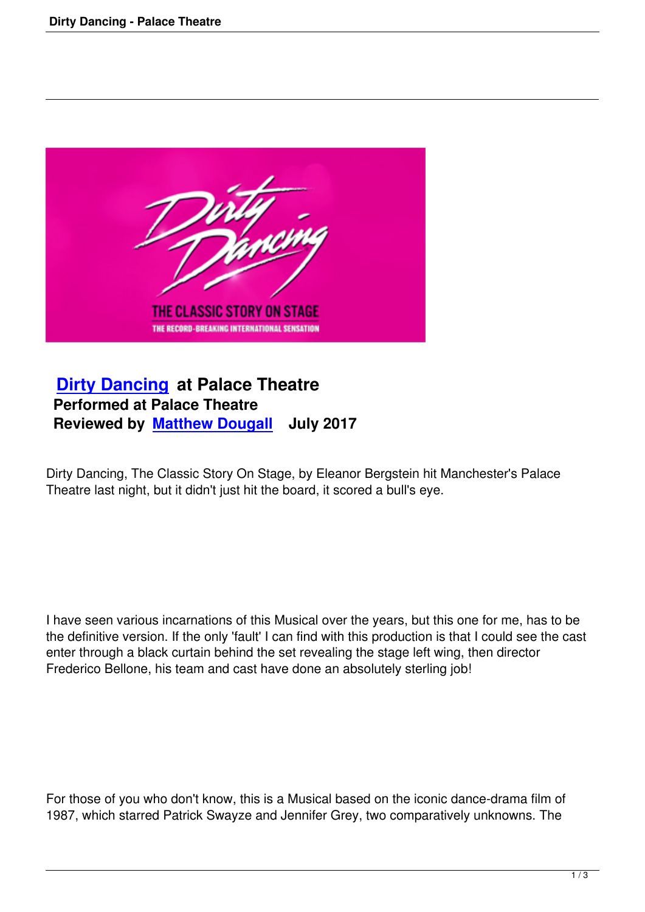# Dirty Dancing at Palace Theatre

**Performed at Palace Theatre**
**Reviewed by Matthew Dougall July 2017**

Dirty Dancing, The Classic Story On Stage, by Eleanor Bergstein hit Manchester's Palace Theatre last night, but it didn't just hit the board, it scored a bull's eye.

I have seen various incarnations of this Musical over the years, but this one for me, has to be the definitive version. If the only 'fault' I can find with this production is that I could see the cast enter through a black curtain behind the set revealing the stage left wing, then director Frederico Bellone, his team and cast have done an absolutely sterling job!

For those of you who don't know, this is a Musical based on the iconic dance-drama film of 1987, which starred Patrick Swayze and Jennifer Grey, two comparatively unknowns. The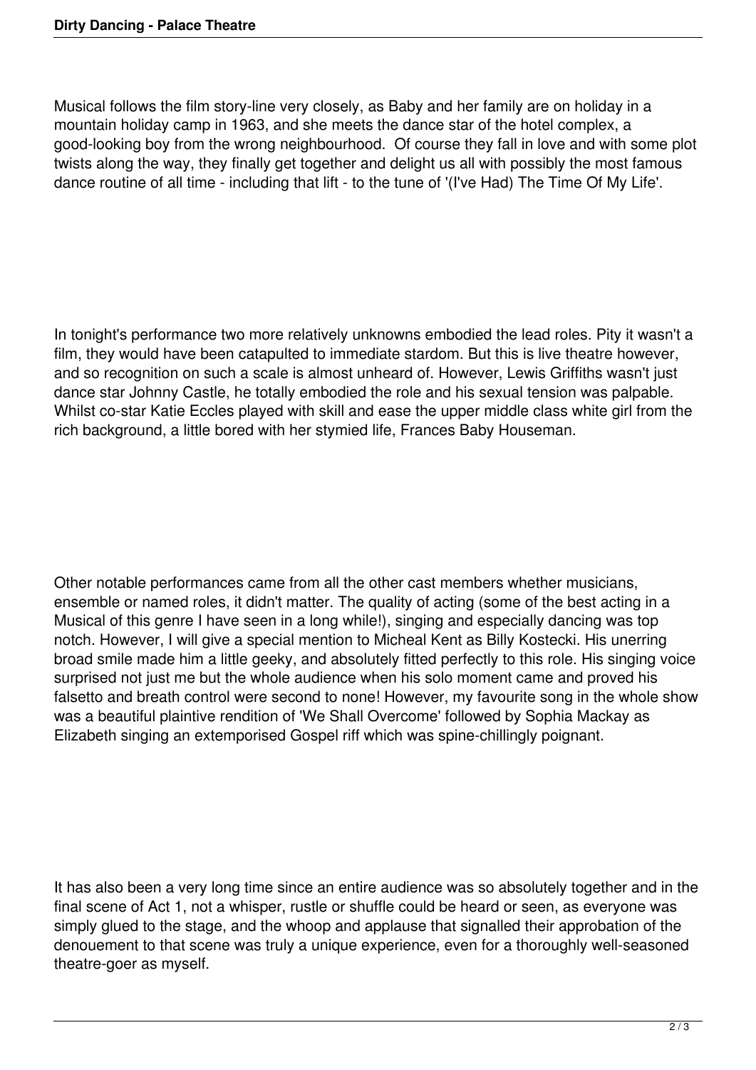Musical follows the film story-line very closely, as Baby and her family are on holiday in a mountain holiday camp in 1963, and she meets the dance star of the hotel complex, a good-looking boy from the wrong neighbourhood.  Of course they fall in love and with some plot twists along the way, they finally get together and delight us all with possibly the most famous dance routine of all time - including that lift - to the tune of '(I've Had) The Time Of My Life'.

In tonight's performance two more relatively unknowns embodied the lead roles. Pity it wasn't a film, they would have been catapulted to immediate stardom. But this is live theatre however, and so recognition on such a scale is almost unheard of. However, Lewis Griffiths wasn't just dance star Johnny Castle, he totally embodied the role and his sexual tension was palpable. Whilst co-star Katie Eccles played with skill and ease the upper middle class white girl from the rich background, a little bored with her stymied life, Frances Baby Houseman.

Other notable performances came from all the other cast members whether musicians, ensemble or named roles, it didn't matter. The quality of acting (some of the best acting in a Musical of this genre I have seen in a long while!), singing and especially dancing was top notch. However, I will give a special mention to Micheal Kent as Billy Kostecki. His unerring broad smile made him a little geeky, and absolutely fitted perfectly to this role. His singing voice surprised not just me but the whole audience when his solo moment came and proved his falsetto and breath control were second to none! However, my favourite song in the whole show was a beautiful plaintive rendition of 'We Shall Overcome' followed by Sophia Mackay as Elizabeth singing an extemporised Gospel riff which was spine-chillingly poignant.

It has also been a very long time since an entire audience was so absolutely together and in the final scene of Act 1, not a whisper, rustle or shuffle could be heard or seen, as everyone was simply glued to the stage, and the whoop and applause that signalled their approbation of the denouement to that scene was truly a unique experience, even for a thoroughly well-seasoned theatre-goer as myself.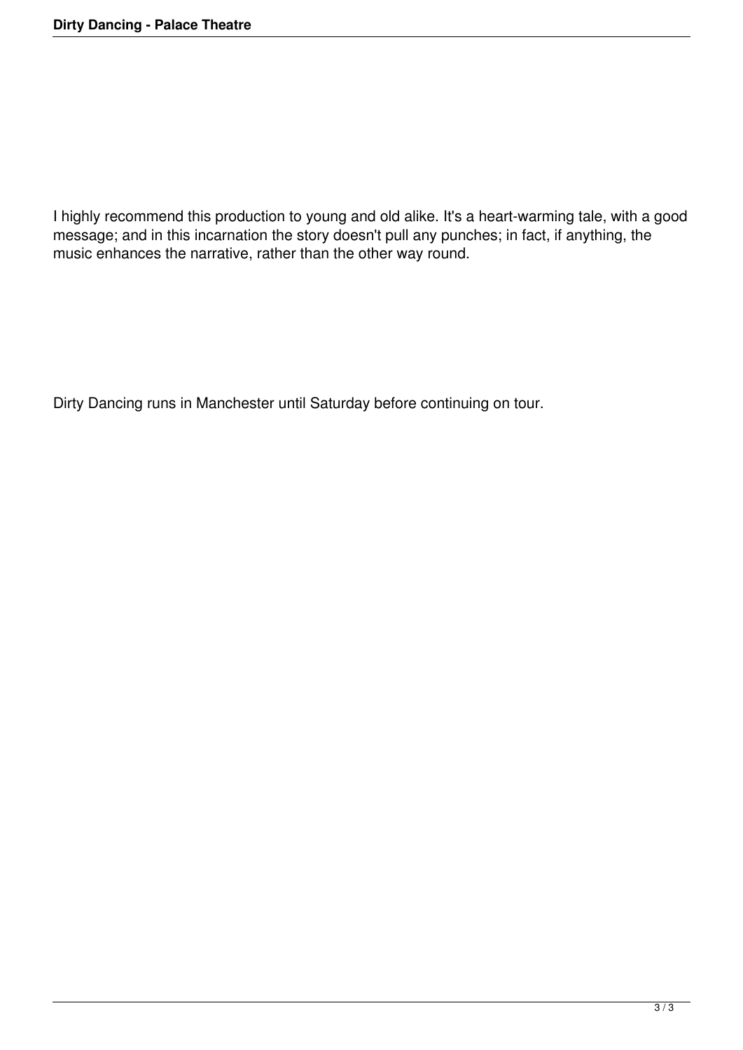I highly recommend this production to young and old alike. It's a heart-warming tale, with a good message; and in this incarnation the story doesn't pull any punches; in fact, if anything, the music enhances the narrative, rather than the other way round.

Dirty Dancing runs in Manchester until Saturday before continuing on tour.